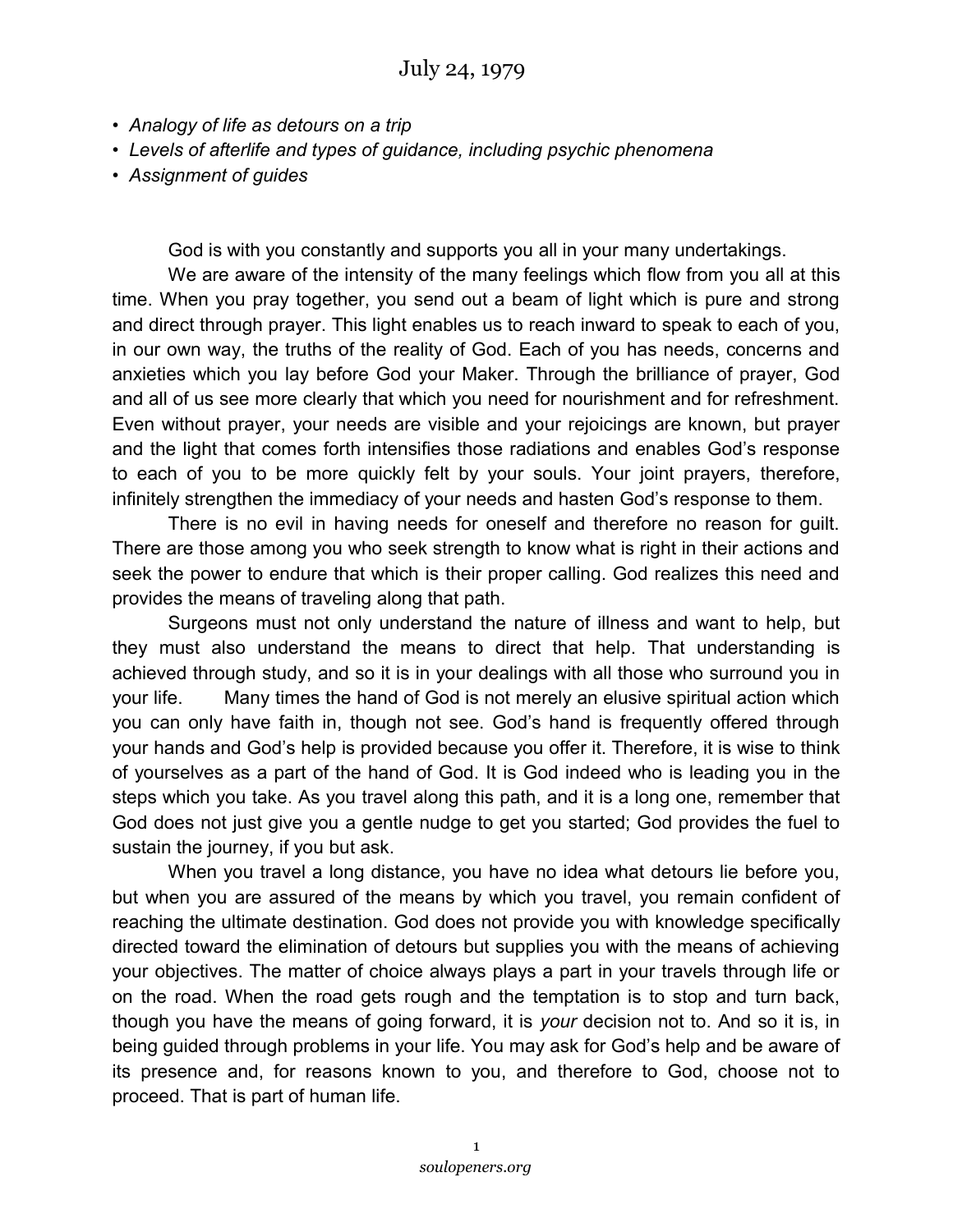# July 24, 1979

- *Analogy of life as detours on a trip*
- *Levels of afterlife and types of guidance, including psychic phenomena*
- *Assignment of guides*

God is with you constantly and supports you all in your many undertakings.

We are aware of the intensity of the many feelings which flow from you all at this time. When you pray together, you send out a beam of light which is pure and strong and direct through prayer. This light enables us to reach inward to speak to each of you, in our own way, the truths of the reality of God. Each of you has needs, concerns and anxieties which you lay before God your Maker. Through the brilliance of prayer, God and all of us see more clearly that which you need for nourishment and for refreshment. Even without prayer, your needs are visible and your rejoicings are known, but prayer and the light that comes forth intensifies those radiations and enables God's response to each of you to be more quickly felt by your souls. Your joint prayers, therefore, infinitely strengthen the immediacy of your needs and hasten God's response to them.

There is no evil in having needs for oneself and therefore no reason for guilt. There are those among you who seek strength to know what is right in their actions and seek the power to endure that which is their proper calling. God realizes this need and provides the means of traveling along that path.

Surgeons must not only understand the nature of illness and want to help, but they must also understand the means to direct that help. That understanding is achieved through study, and so it is in your dealings with all those who surround you in your life. Many times the hand of God is not merely an elusive spiritual action which you can only have faith in, though not see. God's hand is frequently offered through your hands and God's help is provided because you offer it. Therefore, it is wise to think of yourselves as a part of the hand of God. It is God indeed who is leading you in the steps which you take. As you travel along this path, and it is a long one, remember that God does not just give you a gentle nudge to get you started; God provides the fuel to sustain the journey, if you but ask.

When you travel a long distance, you have no idea what detours lie before you, but when you are assured of the means by which you travel, you remain confident of reaching the ultimate destination. God does not provide you with knowledge specifically directed toward the elimination of detours but supplies you with the means of achieving your objectives. The matter of choice always plays a part in your travels through life or on the road. When the road gets rough and the temptation is to stop and turn back, though you have the means of going forward, it is *your* decision not to. And so it is, in being guided through problems in your life. You may ask for God's help and be aware of its presence and, for reasons known to you, and therefore to God, choose not to proceed. That is part of human life.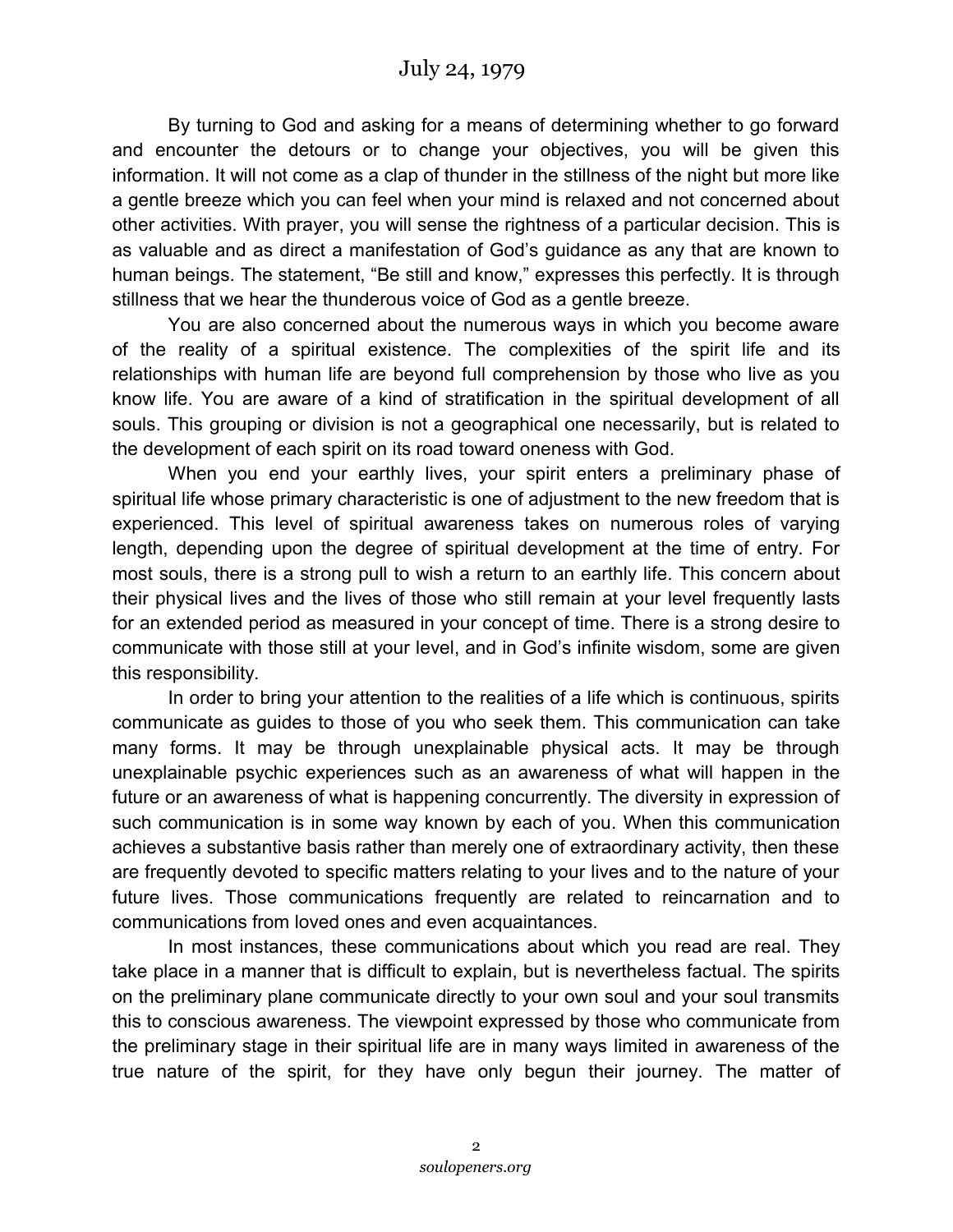# July 24, 1979

By turning to God and asking for a means of determining whether to go forward and encounter the detours or to change your objectives, you will be given this information. It will not come as a clap of thunder in the stillness of the night but more like a gentle breeze which you can feel when your mind is relaxed and not concerned about other activities. With prayer, you will sense the rightness of a particular decision. This is as valuable and as direct a manifestation of God's guidance as any that are known to human beings. The statement, "Be still and know," expresses this perfectly. It is through stillness that we hear the thunderous voice of God as a gentle breeze.

You are also concerned about the numerous ways in which you become aware of the reality of a spiritual existence. The complexities of the spirit life and its relationships with human life are beyond full comprehension by those who live as you know life. You are aware of a kind of stratification in the spiritual development of all souls. This grouping or division is not a geographical one necessarily, but is related to the development of each spirit on its road toward oneness with God.

When you end your earthly lives, your spirit enters a preliminary phase of spiritual life whose primary characteristic is one of adjustment to the new freedom that is experienced. This level of spiritual awareness takes on numerous roles of varying length, depending upon the degree of spiritual development at the time of entry. For most souls, there is a strong pull to wish a return to an earthly life. This concern about their physical lives and the lives of those who still remain at your level frequently lasts for an extended period as measured in your concept of time. There is a strong desire to communicate with those still at your level, and in God's infinite wisdom, some are given this responsibility.

In order to bring your attention to the realities of a life which is continuous, spirits communicate as guides to those of you who seek them. This communication can take many forms. It may be through unexplainable physical acts. It may be through unexplainable psychic experiences such as an awareness of what will happen in the future or an awareness of what is happening concurrently. The diversity in expression of such communication is in some way known by each of you. When this communication achieves a substantive basis rather than merely one of extraordinary activity, then these are frequently devoted to specific matters relating to your lives and to the nature of your future lives. Those communications frequently are related to reincarnation and to communications from loved ones and even acquaintances.

In most instances, these communications about which you read are real. They take place in a manner that is difficult to explain, but is nevertheless factual. The spirits on the preliminary plane communicate directly to your own soul and your soul transmits this to conscious awareness. The viewpoint expressed by those who communicate from the preliminary stage in their spiritual life are in many ways limited in awareness of the true nature of the spirit, for they have only begun their journey. The matter of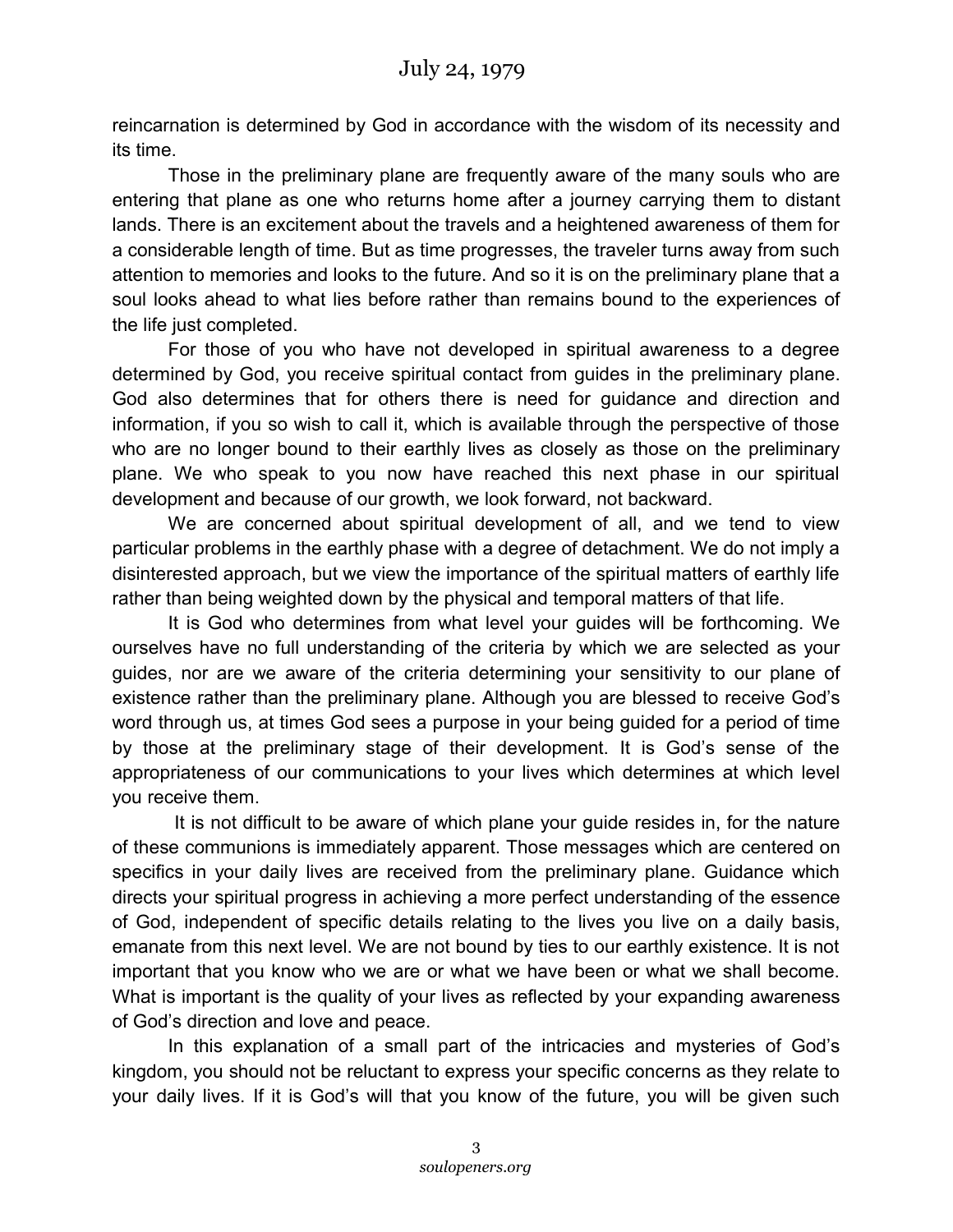reincarnation is determined by God in accordance with the wisdom of its necessity and its time.

Those in the preliminary plane are frequently aware of the many souls who are entering that plane as one who returns home after a journey carrying them to distant lands. There is an excitement about the travels and a heightened awareness of them for a considerable length of time. But as time progresses, the traveler turns away from such attention to memories and looks to the future. And so it is on the preliminary plane that a soul looks ahead to what lies before rather than remains bound to the experiences of the life just completed.

For those of you who have not developed in spiritual awareness to a degree determined by God, you receive spiritual contact from guides in the preliminary plane. God also determines that for others there is need for guidance and direction and information, if you so wish to call it, which is available through the perspective of those who are no longer bound to their earthly lives as closely as those on the preliminary plane. We who speak to you now have reached this next phase in our spiritual development and because of our growth, we look forward, not backward.

We are concerned about spiritual development of all, and we tend to view particular problems in the earthly phase with a degree of detachment. We do not imply a disinterested approach, but we view the importance of the spiritual matters of earthly life rather than being weighted down by the physical and temporal matters of that life.

It is God who determines from what level your guides will be forthcoming. We ourselves have no full understanding of the criteria by which we are selected as your guides, nor are we aware of the criteria determining your sensitivity to our plane of existence rather than the preliminary plane. Although you are blessed to receive God's word through us, at times God sees a purpose in your being guided for a period of time by those at the preliminary stage of their development. It is God's sense of the appropriateness of our communications to your lives which determines at which level you receive them.

It is not difficult to be aware of which plane your guide resides in, for the nature of these communions is immediately apparent. Those messages which are centered on specifics in your daily lives are received from the preliminary plane. Guidance which directs your spiritual progress in achieving a more perfect understanding of the essence of God, independent of specific details relating to the lives you live on a daily basis, emanate from this next level. We are not bound by ties to our earthly existence. It is not important that you know who we are or what we have been or what we shall become. What is important is the quality of your lives as reflected by your expanding awareness of God's direction and love and peace.

In this explanation of a small part of the intricacies and mysteries of God's kingdom, you should not be reluctant to express your specific concerns as they relate to your daily lives. If it is God's will that you know of the future, you will be given such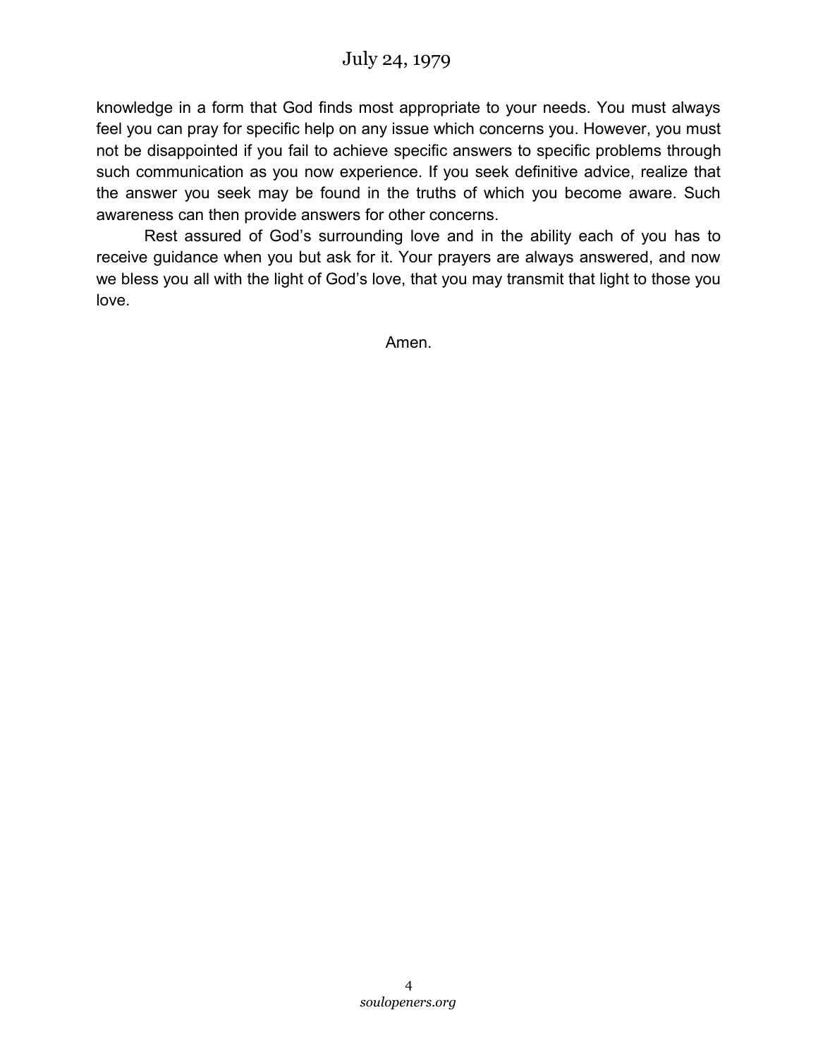knowledge in a form that God finds most appropriate to your needs. You must always feel you can pray for specific help on any issue which concerns you. However, you must not be disappointed if you fail to achieve specific answers to specific problems through such communication as you now experience. If you seek definitive advice, realize that the answer you seek may be found in the truths of which you become aware. Such awareness can then provide answers for other concerns.

Rest assured of God's surrounding love and in the ability each of you has to receive guidance when you but ask for it. Your prayers are always answered, and now we bless you all with the light of God's love, that you may transmit that light to those you love.

Amen.